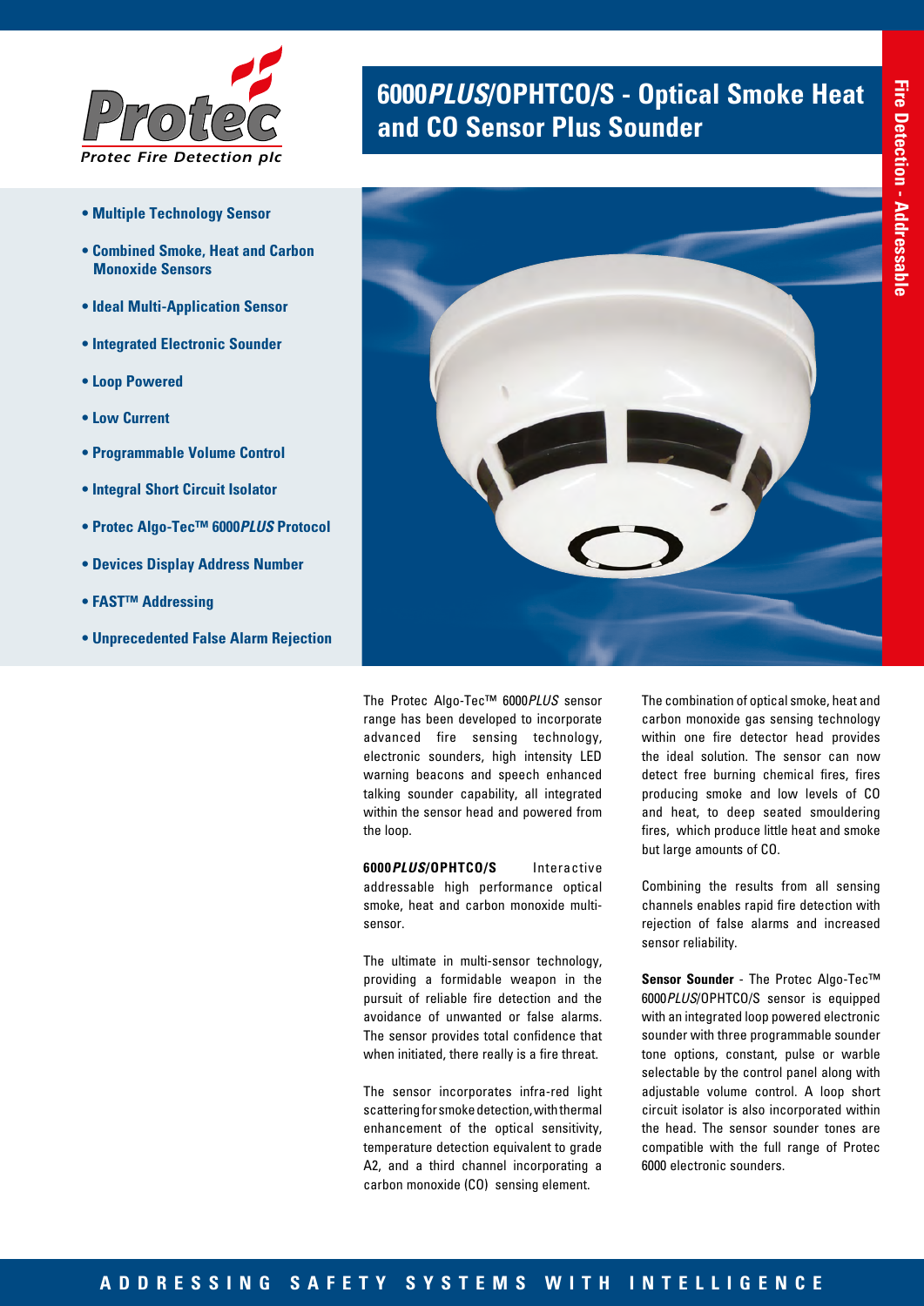# 6000*PLUS*/OPHTCO/S - Optical Smoke Heat and CO Sensor Plus Sounder

- **Multiple Technology Sensor**
- **Combined Smoke, Heat and Carbon Monoxide Sensors**
- **Ideal Multi-Application Sensor**
- **Integrated Electronic Sounder**
- **Loop Powered**
- **Low Current**
- **Programmable Volume Control**
- **Integral Short Circuit Isolator**
- **Protec Algo-Tec™ 6000*PLUS* Protocol**
- **Devices Display Address Number**
- **FAST™ Addressing**
- **Unprecedented False Alarm Rejection**

The Protec Algo-Tec™ 6000*PLUS* sensor range has been developed to incorporate advanced fire sensing technology, electronic sounders, high intensity LED warning beacons and speech enhanced talking sounder capability, all integrated within the sensor head and powered from the loop.

**6000*PLUS*/OPHTCO/S** Interactive addressable high performance optical smoke, heat and carbon monoxide multi-sensor.

The ultimate in multi-sensor technology, providing a formidable weapon in the pursuit of reliable fire detection and the avoidance of unwanted or false alarms. The sensor provides total confidence that when initiated, there really is a fire threat.

The sensor incorporates infra-red light scattering for smoke detection, with thermal enhancement of the optical sensitivity, temperature detection equivalent to grade A2, and a third channel incorporating a carbon monoxide (CO) sensing element.

The combination of optical smoke, heat and carbon monoxide gas sensing technology within one fire detector head provides the ideal solution. The sensor can now detect free burning chemical fires, fires producing smoke and low levels of CO and heat, to deep seated smouldering fires, which produce little heat and smoke but large amounts of CO.

Combining the results from all sensing channels enables rapid fire detection with rejection of false alarms and increased sensor reliability.

**Sensor Sounder** - The Protec Algo-Tec™ 6000*PLUS*/OPHTCO/S sensor is equipped with an integrated loop powered electronic sounder with three programmable sounder tone options, constant, pulse or warble selectable by the control panel along with adjustable volume control. A loop short circuit isolator is also incorporated within the head. The sensor sounder tones are compatible with the full range of Protec 6000 electronic sounders.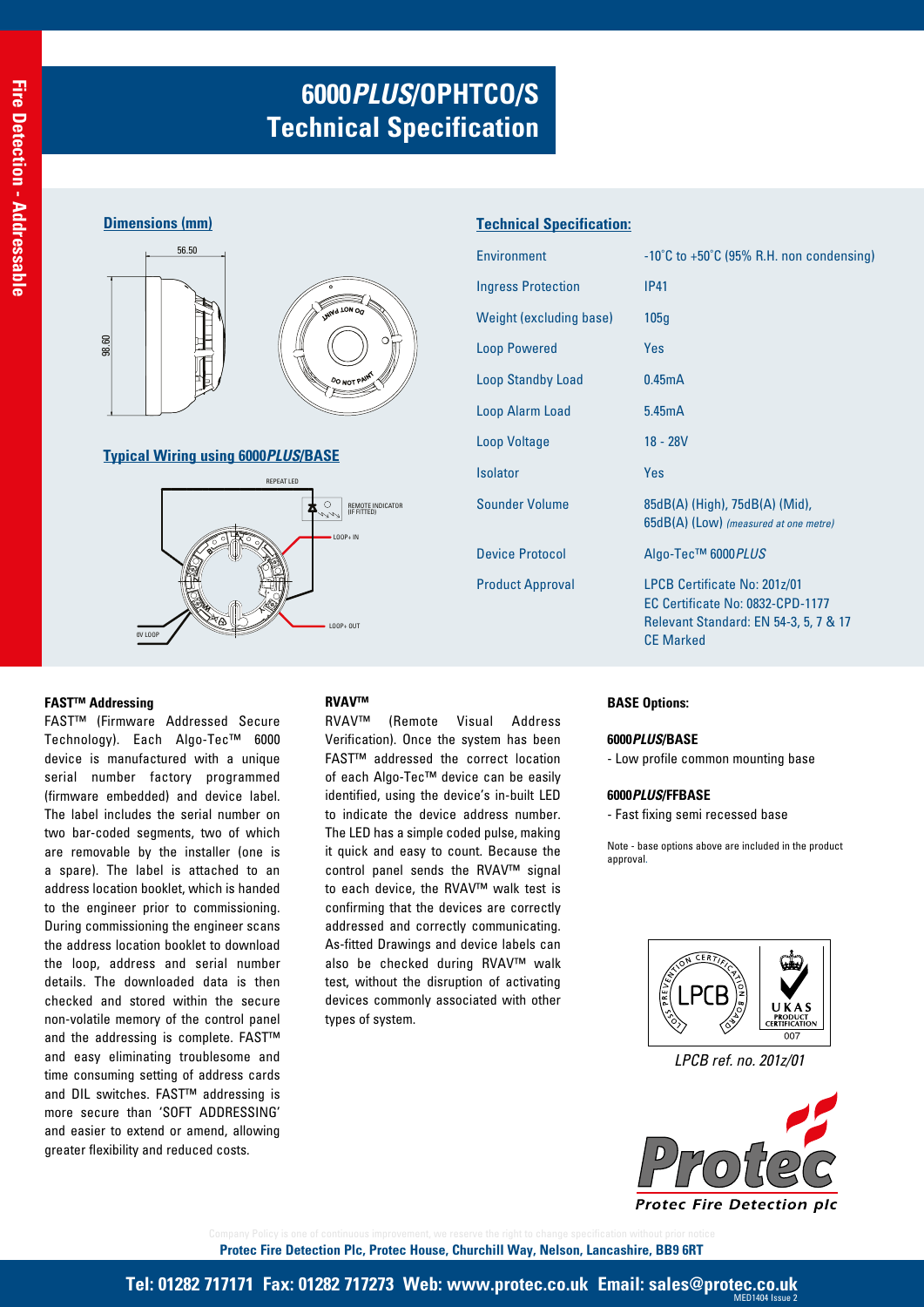# 6000*PLUS*/OPHTCO/S Technical Specification

## Dimensions (mm)

56.50

98.60

DO NOT PAINT

## Typical Wiring using 6000*PLUS*/BASE

REPEAT LED

REMOTE INDICATOR (IF FITTED)

LOOP+ IN

LOOP+ OUT

0V LOOP

## Technical Specification:

| | |
|---|---|
| Environment | -10˚C to +50˚C (95% R.H. non condensing) |
| Ingress Protection | IP41 |
| Weight (excluding base) | 105g |
| Loop Powered | Yes |
| Loop Standby Load | 0.45mA |
| Loop Alarm Load | 5.45mA |
| Loop Voltage | 18 - 28V |
| Isolator | Yes |
| Sounder Volume | 85dB(A) (High), 75dB(A) (Mid), 65dB(A) (Low) *(measured at one metre)* |
| Device Protocol | Algo-Tec™ 6000*PLUS* |
| Product Approval | LPCB Certificate No: 201z/01<br>EC Certificate No: 0832-CPD-1177<br>Relevant Standard: EN 54-3, 5, 7 & 17<br>CE Marked |

**FAST™ Addressing**

FAST™ (Firmware Addressed Secure Technology). Each Algo-Tec™ 6000 device is manufactured with a unique serial number factory programmed (firmware embedded) and device label. The label includes the serial number on two bar-coded segments, two of which are removable by the installer (one is a spare). The label is attached to an address location booklet, which is handed to the engineer prior to commissioning. During commissioning the engineer scans the address location booklet to download the loop, address and serial number details. The downloaded data is then checked and stored within the secure non-volatile memory of the control panel and the addressing is complete. FAST™ and easy eliminating troublesome and time consuming setting of address cards and DIL switches. FAST™ addressing is more secure than 'SOFT ADDRESSING' and easier to extend or amend, allowing greater flexibility and reduced costs.

**RVAV™**

RVAV™ (Remote Visual Address Verification). Once the system has been FAST™ addressed the correct location of each Algo-Tec™ device can be easily identified, using the device's in-built LED to indicate the device address number. The LED has a simple coded pulse, making it quick and easy to count. Because the control panel sends the RVAV™ signal to each device, the RVAV™ walk test is confirming that the devices are correctly addressed and correctly communicating. As-fitted Drawings and device labels can also be checked during RVAV™ walk test, without the disruption of activating devices commonly associated with other types of system.

**BASE Options:**

**6000*PLUS*/BASE**

- Low profile common mounting base

**6000*PLUS*/FFBASE**

- Fast fixing semi recessed base

Note - base options above are included in the product approval.

LPCB UKAS PRODUCT CERTIFICATION 007

*LPCB ref. no. 201z/01*

Protec Fire Detection plc

Company Policy is one of continuous improvement, we reserve the right to change specification without prior notice

**Protec Fire Detection Plc, Protec House, Churchill Way, Nelson, Lancashire, BB9 6RT**

**Tel: 01282 717171 Fax: 01282 717273 Web: www.protec.co.uk Email: sales@protec.co.uk**

MED1404 Issue 2